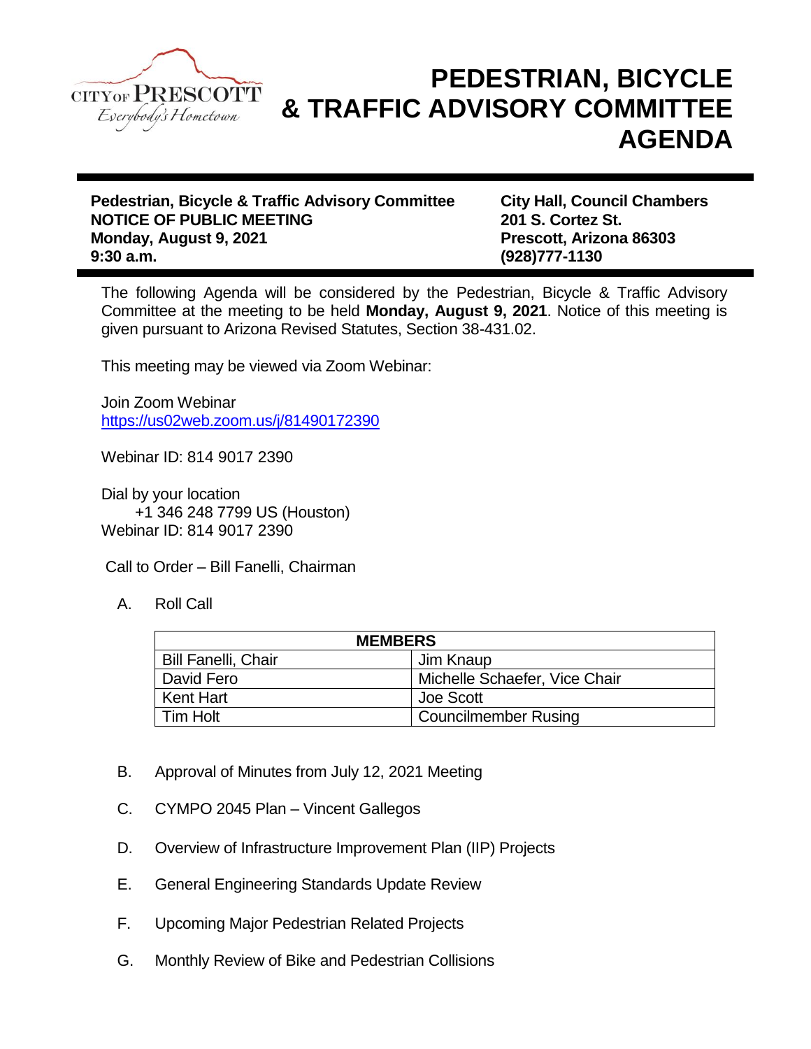CITY OF PRESCOTT
*Everybody's Hometown*

# PEDESTRIAN, BICYCLE & TRAFFIC ADVISORY COMMITTEE AGENDA

**Pedestrian, Bicycle & Traffic Advisory Committee**
**NOTICE OF PUBLIC MEETING**
**Monday, August 9, 2021**
**9:30 a.m.**

**City Hall, Council Chambers**
**201 S. Cortez St.**
**Prescott, Arizona 86303**
**(928)777-1130**

The following Agenda will be considered by the Pedestrian, Bicycle & Traffic Advisory Committee at the meeting to be held **Monday, August 9, 2021**. Notice of this meeting is given pursuant to Arizona Revised Statutes, Section 38-431.02.

This meeting may be viewed via Zoom Webinar:

Join Zoom Webinar
https://us02web.zoom.us/j/81490172390

Webinar ID: 814 9017 2390

Dial by your location
+1 346 248 7799 US (Houston)
Webinar ID: 814 9017 2390

Call to Order – Bill Fanelli, Chairman

A. Roll Call

| MEMBERS | |
|---|---|
| Bill Fanelli, Chair | Jim Knaup |
| David Fero | Michelle Schaefer, Vice Chair |
| Kent Hart | Joe Scott |
| Tim Holt | Councilmember Rusing |

B. Approval of Minutes from July 12, 2021 Meeting

C. CYMPO 2045 Plan – Vincent Gallegos

D. Overview of Infrastructure Improvement Plan (IIP) Projects

E. General Engineering Standards Update Review

F. Upcoming Major Pedestrian Related Projects

G. Monthly Review of Bike and Pedestrian Collisions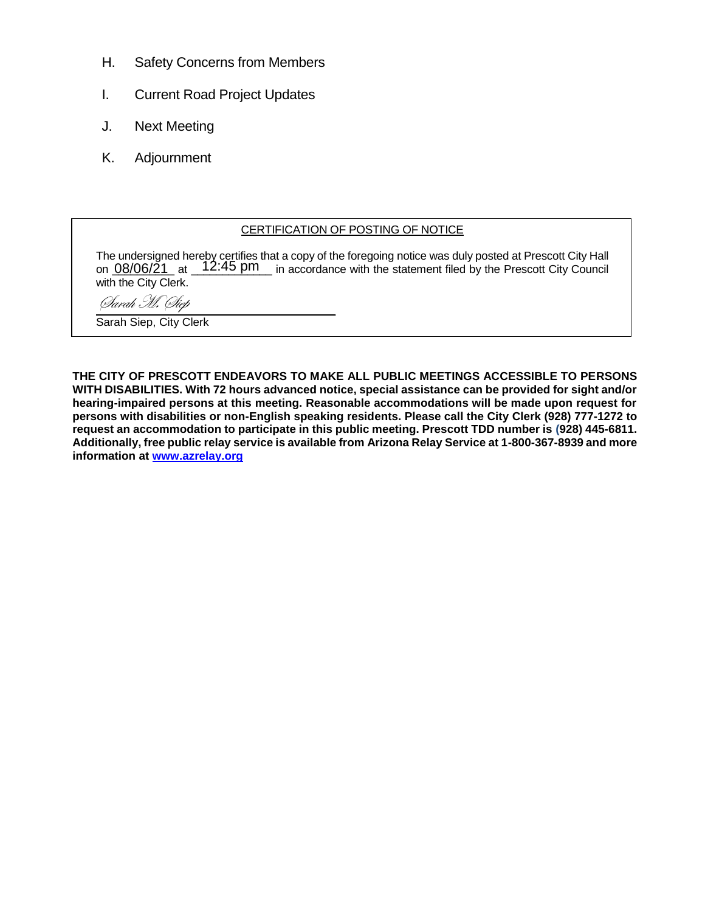H. Safety Concerns from Members

I. Current Road Project Updates

J. Next Meeting

K. Adjournment

CERTIFICATION OF POSTING OF NOTICE

The undersigned hereby certifies that a copy of the foregoing notice was duly posted at Prescott City Hall on 08/06/21 at 12:45 pm in accordance with the statement filed by the Prescott City Council with the City Clerk.

*Sarah M. Siep*

Sarah Siep, City Clerk

**THE CITY OF PRESCOTT ENDEAVORS TO MAKE ALL PUBLIC MEETINGS ACCESSIBLE TO PERSONS WITH DISABILITIES. With 72 hours advanced notice, special assistance can be provided for sight and/or hearing-impaired persons at this meeting. Reasonable accommodations will be made upon request for persons with disabilities or non-English speaking residents. Please call the City Clerk (928) 777-1272 to request an accommodation to participate in this public meeting. Prescott TDD number is (928) 445-6811. Additionally, free public relay service is available from Arizona Relay Service at 1-800-367-8939 and more information at www.azrelay.org**